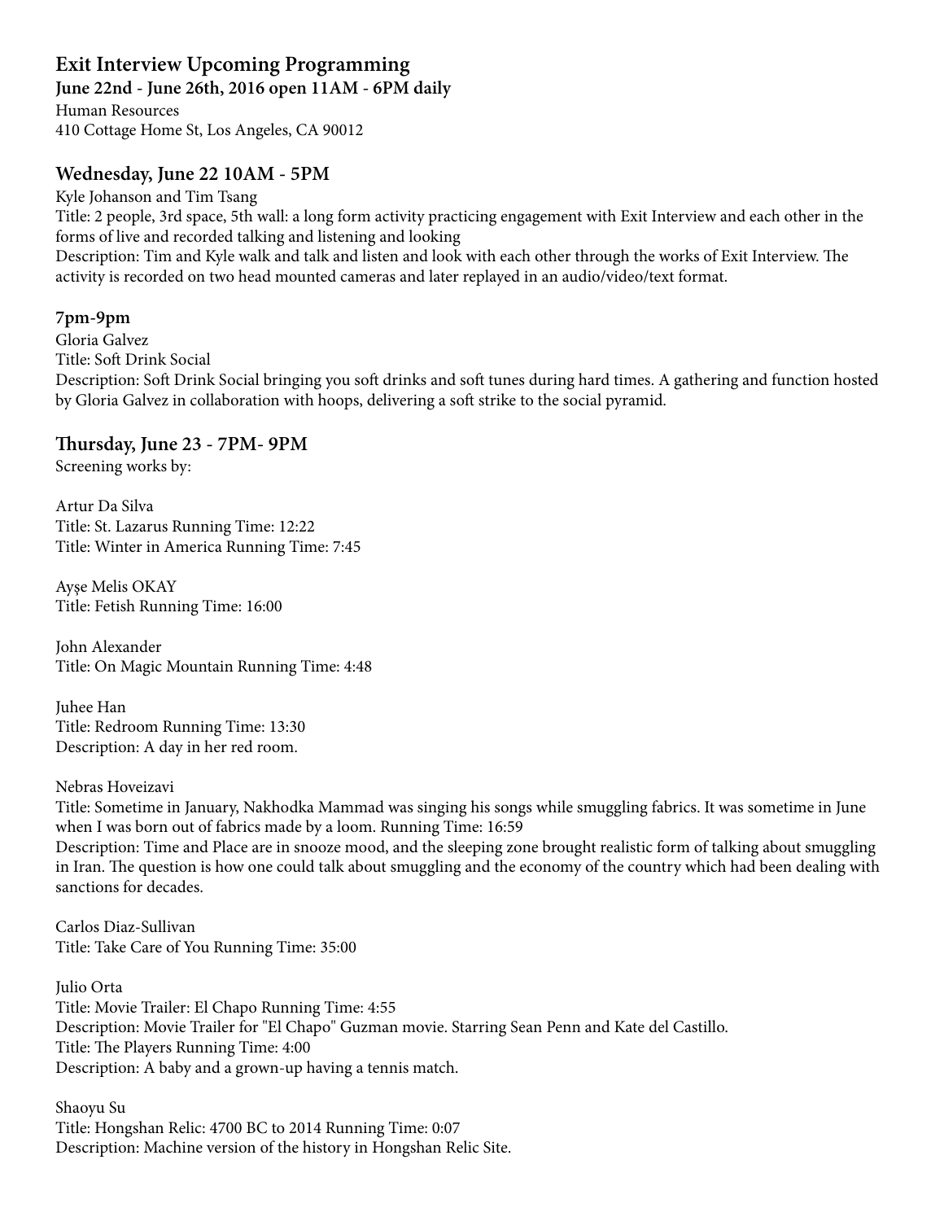## Exit Interview Upcoming Programming

**June 22nd - June 26th, 2016 open 11AM - 6PM daily**

Human Resources
410 Cottage Home St, Los Angeles, CA 90012

### Wednesday, June 22 10AM - 5PM

Kyle Johanson and Tim Tsang
Title: 2 people, 3rd space, 5th wall: a long form activity practicing engagement with Exit Interview and each other in the forms of live and recorded talking and listening and looking
Description: Tim and Kyle walk and talk and listen and look with each other through the works of Exit Interview. The activity is recorded on two head mounted cameras and later replayed in an audio/video/text format.

### 7pm-9pm

Gloria Galvez
Title: Soft Drink Social
Description: Soft Drink Social bringing you soft drinks and soft tunes during hard times. A gathering and function hosted by Gloria Galvez in collaboration with hoops, delivering a soft strike to the social pyramid.

### Thursday, June 23 - 7PM- 9PM

Screening works by:

Artur Da Silva
Title: St. Lazarus Running Time: 12:22
Title: Winter in America Running Time: 7:45

Ayşe Melis OKAY
Title: Fetish Running Time: 16:00

John Alexander
Title: On Magic Mountain Running Time: 4:48

Juhee Han
Title: Redroom Running Time: 13:30
Description: A day in her red room.

Nebras Hoveizavi
Title: Sometime in January, Nakhodka Mammad was singing his songs while smuggling fabrics. It was sometime in June when I was born out of fabrics made by a loom. Running Time: 16:59
Description: Time and Place are in snooze mood, and the sleeping zone brought realistic form of talking about smuggling in Iran. The question is how one could talk about smuggling and the economy of the country which had been dealing with sanctions for decades.

Carlos Diaz-Sullivan
Title: Take Care of You Running Time: 35:00

Julio Orta
Title: Movie Trailer: El Chapo Running Time: 4:55
Description: Movie Trailer for "El Chapo" Guzman movie. Starring Sean Penn and Kate del Castillo.
Title: The Players Running Time: 4:00
Description: A baby and a grown-up having a tennis match.

Shaoyu Su
Title: Hongshan Relic: 4700 BC to 2014 Running Time: 0:07
Description: Machine version of the history in Hongshan Relic Site.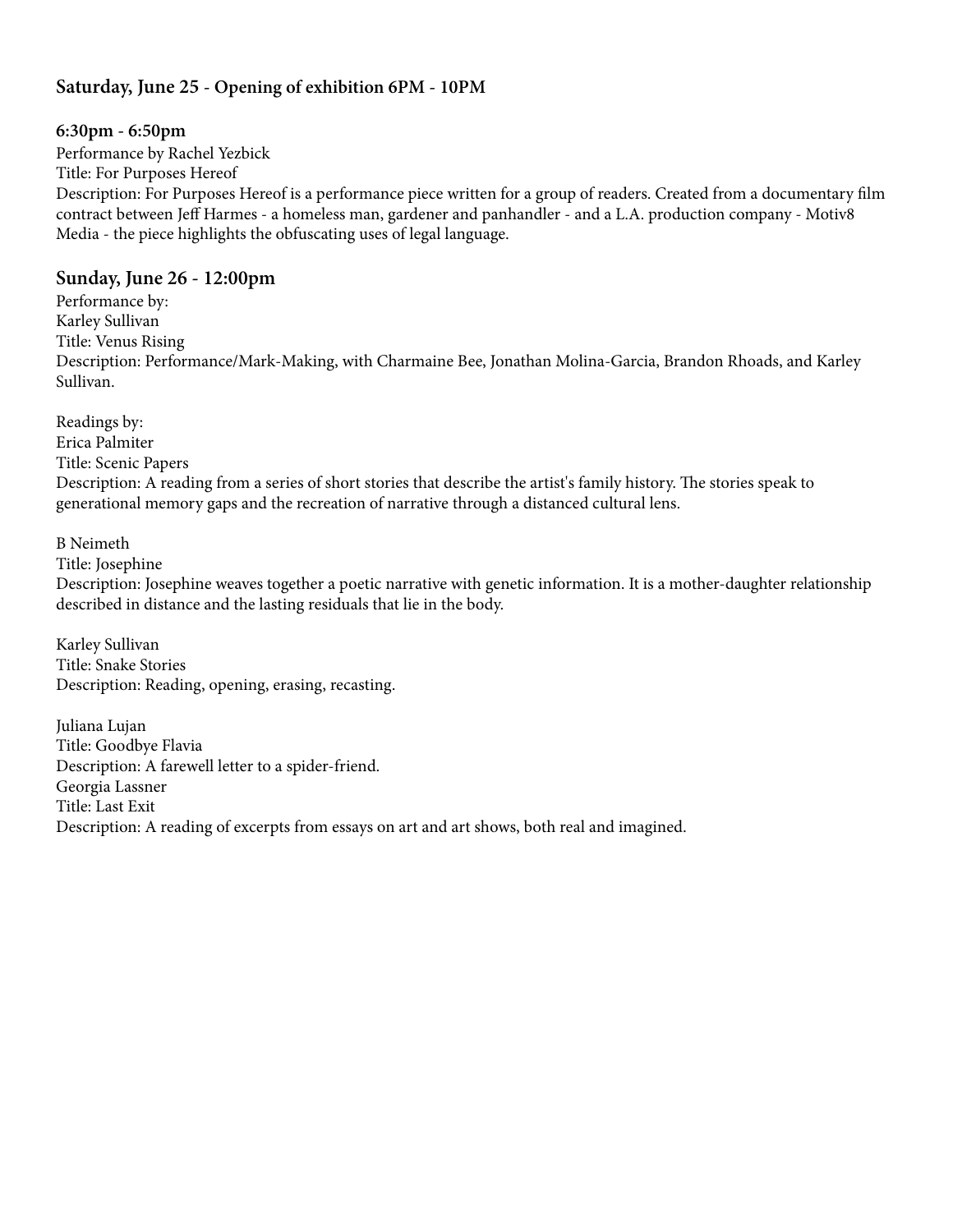### Saturday, June 25 - Opening of exhibition 6PM - 10PM

**6:30pm - 6:50pm**

Performance by Rachel Yezbick
Title: For Purposes Hereof
Description: For Purposes Hereof is a performance piece written for a group of readers. Created from a documentary film contract between Jeff Harmes - a homeless man, gardener and panhandler - and a L.A. production company - Motiv8 Media - the piece highlights the obfuscating uses of legal language.

### Sunday, June 26 - 12:00pm

Performance by:
Karley Sullivan
Title: Venus Rising
Description: Performance/Mark-Making, with Charmaine Bee, Jonathan Molina-Garcia, Brandon Rhoads, and Karley Sullivan.

Readings by:
Erica Palmiter
Title: Scenic Papers
Description: A reading from a series of short stories that describe the artist's family history. The stories speak to generational memory gaps and the recreation of narrative through a distanced cultural lens.

B Neimeth
Title: Josephine
Description: Josephine weaves together a poetic narrative with genetic information. It is a mother-daughter relationship described in distance and the lasting residuals that lie in the body.

Karley Sullivan
Title: Snake Stories
Description: Reading, opening, erasing, recasting.

Juliana Lujan
Title: Goodbye Flavia
Description: A farewell letter to a spider-friend.
Georgia Lassner
Title: Last Exit
Description: A reading of excerpts from essays on art and art shows, both real and imagined.